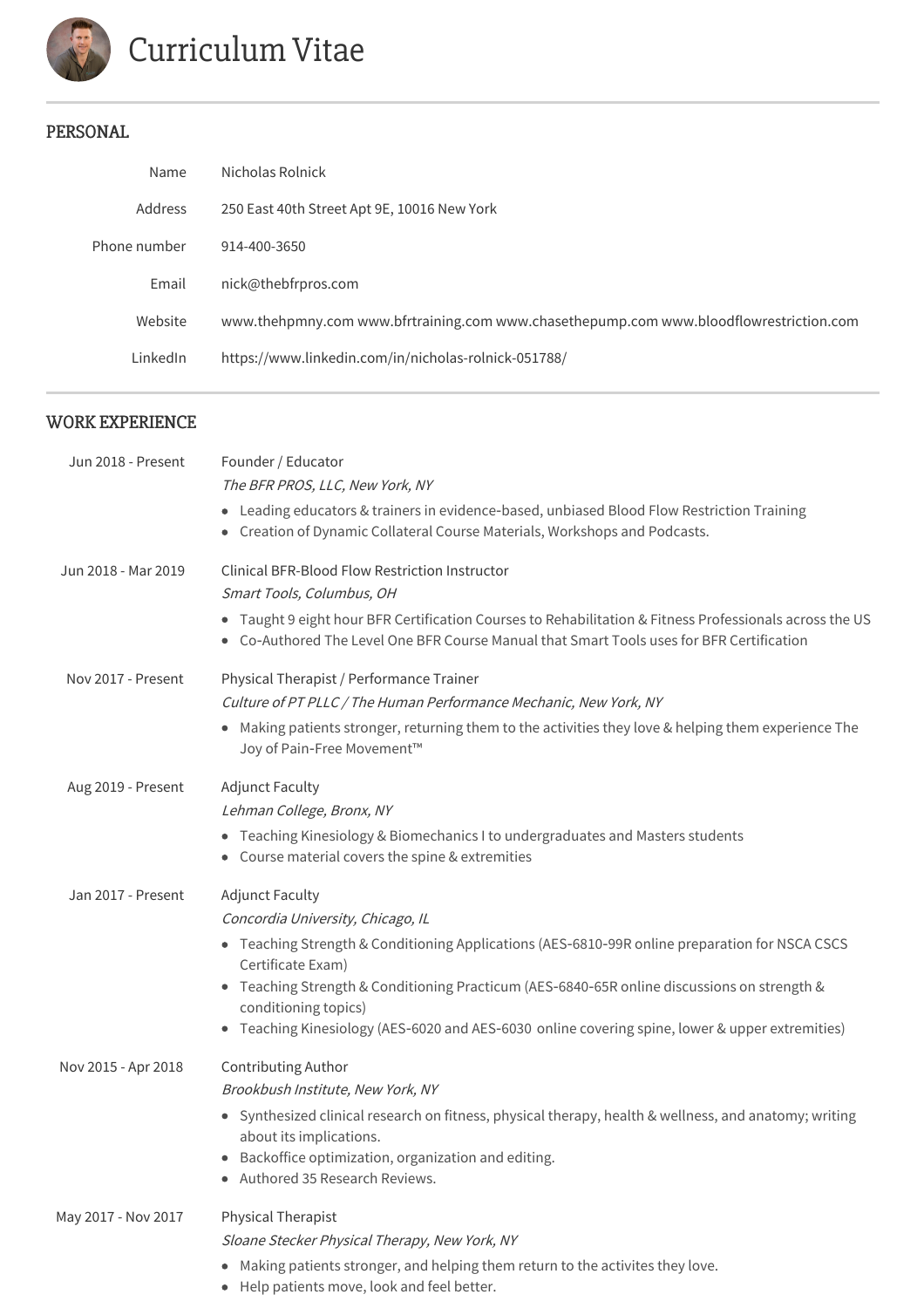# Curriculum Vitae

## PERSONAL

| | |
|---|---|
| Name | Nicholas Rolnick |
| Address | 250 East 40th Street Apt 9E, 10016 New York |
| Phone number | 914-400-3650 |
| Email | nick@thebfrpros.com |
| Website | www.thehpmny.com www.bfrtraining.com www.chasethepump.com www.bloodflowrestriction.com |
| LinkedIn | https://www.linkedin.com/in/nicholas-rolnick-051788/ |

## WORK EXPERIENCE

**Jun 2018 - Present**
Founder / Educator
*The BFR PROS, LLC, New York, NY*

- Leading educators & trainers in evidence-based, unbiased Blood Flow Restriction Training
- Creation of Dynamic Collateral Course Materials, Workshops and Podcasts.

**Jun 2018 - Mar 2019**
Clinical BFR-Blood Flow Restriction Instructor
*Smart Tools, Columbus, OH*

- Taught 9 eight hour BFR Certification Courses to Rehabilitation & Fitness Professionals across the US
- Co-Authored The Level One BFR Course Manual that Smart Tools uses for BFR Certification

**Nov 2017 - Present**
Physical Therapist / Performance Trainer
*Culture of PT PLLC / The Human Performance Mechanic, New York, NY*

- Making patients stronger, returning them to the activities they love & helping them experience The Joy of Pain-Free Movement™

**Aug 2019 - Present**
Adjunct Faculty
*Lehman College, Bronx, NY*

- Teaching Kinesiology & Biomechanics I to undergraduates and Masters students
- Course material covers the spine & extremities

**Jan 2017 - Present**
Adjunct Faculty
*Concordia University, Chicago, IL*

- Teaching Strength & Conditioning Applications (AES-6810-99R online preparation for NSCA CSCS Certificate Exam)
- Teaching Strength & Conditioning Practicum (AES-6840-65R online discussions on strength & conditioning topics)
- Teaching Kinesiology (AES-6020 and AES-6030 online covering spine, lower & upper extremities)

**Nov 2015 - Apr 2018**
Contributing Author
*Brookbush Institute, New York, NY*

- Synthesized clinical research on fitness, physical therapy, health & wellness, and anatomy; writing about its implications.
- Backoffice optimization, organization and editing.
- Authored 35 Research Reviews.

**May 2017 - Nov 2017**
Physical Therapist
*Sloane Stecker Physical Therapy, New York, NY*

- Making patients stronger, and helping them return to the activites they love.
- Help patients move, look and feel better.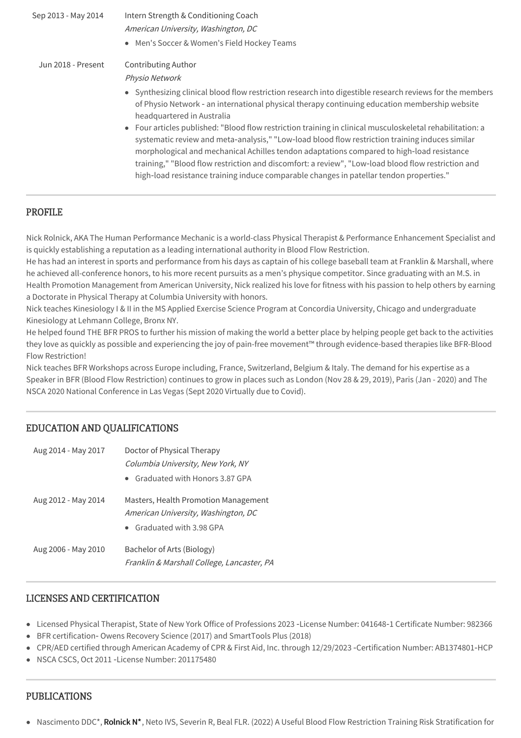Sep 2013 - May 2014 — Intern Strength & Conditioning Coach
*American University, Washington, DC*

- Men's Soccer & Women's Field Hockey Teams

Jun 2018 - Present — Contributing Author
*Physio Network*

- Synthesizing clinical blood flow restriction research into digestible research reviews for the members of Physio Network - an international physical therapy continuing education membership website headquartered in Australia
- Four articles published: "Blood flow restriction training in clinical musculoskeletal rehabilitation: a systematic review and meta-analysis," "Low-load blood flow restriction training induces similar morphological and mechanical Achilles tendon adaptations compared to high-load resistance training," "Blood flow restriction and discomfort: a review", "Low-load blood flow restriction and high-load resistance training induce comparable changes in patellar tendon properties."

## PROFILE

Nick Rolnick, AKA The Human Performance Mechanic is a world-class Physical Therapist & Performance Enhancement Specialist and is quickly establishing a reputation as a leading international authority in Blood Flow Restriction.

He has had an interest in sports and performance from his days as captain of his college baseball team at Franklin & Marshall, where he achieved all-conference honors, to his more recent pursuits as a men's physique competitor. Since graduating with an M.S. in Health Promotion Management from American University, Nick realized his love for fitness with his passion to help others by earning a Doctorate in Physical Therapy at Columbia University with honors.

Nick teaches Kinesiology I & II in the MS Applied Exercise Science Program at Concordia University, Chicago and undergraduate Kinesiology at Lehmann College, Bronx NY.

He helped found THE BFR PROS to further his mission of making the world a better place by helping people get back to the activities they love as quickly as possible and experiencing the joy of pain-free movement™ through evidence-based therapies like BFR-Blood Flow Restriction!

Nick teaches BFR Workshops across Europe including, France, Switzerland, Belgium & Italy. The demand for his expertise as a Speaker in BFR (Blood Flow Restriction) continues to grow in places such as London (Nov 28 & 29, 2019), Paris (Jan - 2020) and The NSCA 2020 National Conference in Las Vegas (Sept 2020 Virtually due to Covid).

## EDUCATION AND QUALIFICATIONS

Aug 2014 - May 2017 — Doctor of Physical Therapy
*Columbia University, New York, NY*

- Graduated with Honors 3.87 GPA

Aug 2012 - May 2014 — Masters, Health Promotion Management
*American University, Washington, DC*

- Graduated with 3.98 GPA

Aug 2006 - May 2010 — Bachelor of Arts (Biology)
*Franklin & Marshall College, Lancaster, PA*

## LICENSES AND CERTIFICATION

- Licensed Physical Therapist, State of New York Office of Professions 2023 -License Number: 041648-1 Certificate Number: 982366
- BFR certification- Owens Recovery Science (2017) and SmartTools Plus (2018)
- CPR/AED certified through American Academy of CPR & First Aid, Inc. through 12/29/2023 -Certification Number: AB1374801-HCP
- NSCA CSCS, Oct 2011 -License Number: 201175480

## PUBLICATIONS

- Nascimento DDC*, **Rolnick N***, Neto IVS, Severin R, Beal FLR. (2022) A Useful Blood Flow Restriction Training Risk Stratification for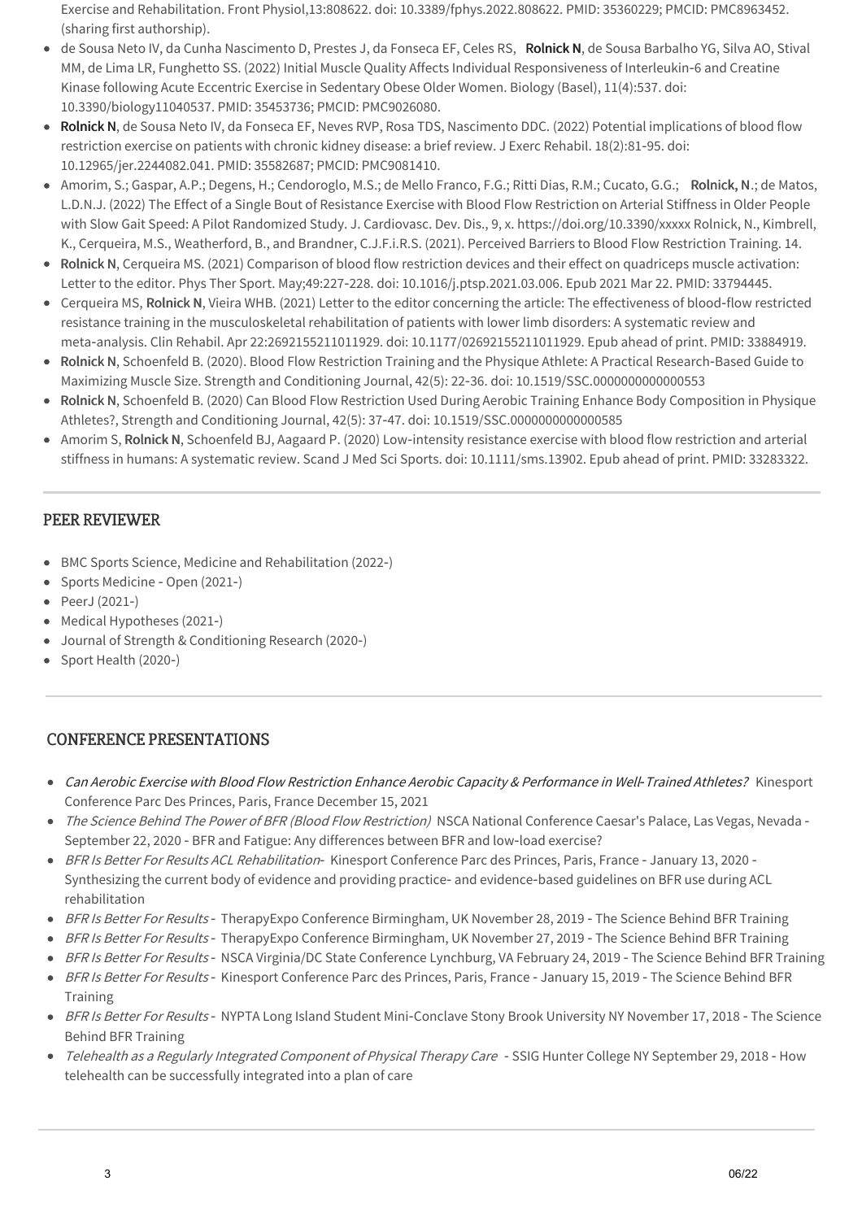Exercise and Rehabilitation. Front Physiol,13:808622. doi: 10.3389/fphys.2022.808622. PMID: 35360229; PMCID: PMC8963452. (sharing first authorship).

- de Sousa Neto IV, da Cunha Nascimento D, Prestes J, da Fonseca EF, Celes RS, **Rolnick N**, de Sousa Barbalho YG, Silva AO, Stival MM, de Lima LR, Funghetto SS. (2022) Initial Muscle Quality Affects Individual Responsiveness of Interleukin-6 and Creatine Kinase following Acute Eccentric Exercise in Sedentary Obese Older Women. Biology (Basel), 11(4):537. doi: 10.3390/biology11040537. PMID: 35453736; PMCID: PMC9026080.
- **Rolnick N**, de Sousa Neto IV, da Fonseca EF, Neves RVP, Rosa TDS, Nascimento DDC. (2022) Potential implications of blood flow restriction exercise on patients with chronic kidney disease: a brief review. J Exerc Rehabil. 18(2):81-95. doi: 10.12965/jer.2244082.041. PMID: 35582687; PMCID: PMC9081410.
- Amorim, S.; Gaspar, A.P.; Degens, H.; Cendoroglo, M.S.; de Mello Franco, F.G.; Ritti Dias, R.M.; Cucato, G.G.; **Rolnick, N**.; de Matos, L.D.N.J. (2022) The Effect of a Single Bout of Resistance Exercise with Blood Flow Restriction on Arterial Stiffness in Older People with Slow Gait Speed: A Pilot Randomized Study. J. Cardiovasc. Dev. Dis., 9, x. https://doi.org/10.3390/xxxxx Rolnick, N., Kimbrell, K., Cerqueira, M.S., Weatherford, B., and Brandner, C.J.F.i.R.S. (2021). Perceived Barriers to Blood Flow Restriction Training. 14.
- **Rolnick N**, Cerqueira MS. (2021) Comparison of blood flow restriction devices and their effect on quadriceps muscle activation: Letter to the editor. Phys Ther Sport. May;49:227-228. doi: 10.1016/j.ptsp.2021.03.006. Epub 2021 Mar 22. PMID: 33794445.
- Cerqueira MS, **Rolnick N**, Vieira WHB. (2021) Letter to the editor concerning the article: The effectiveness of blood-flow restricted resistance training in the musculoskeletal rehabilitation of patients with lower limb disorders: A systematic review and meta-analysis. Clin Rehabil. Apr 22:2692155211011929. doi: 10.1177/02692155211011929. Epub ahead of print. PMID: 33884919.
- **Rolnick N**, Schoenfeld B. (2020). Blood Flow Restriction Training and the Physique Athlete: A Practical Research-Based Guide to Maximizing Muscle Size. Strength and Conditioning Journal, 42(5): 22-36. doi: 10.1519/SSC.0000000000000553
- **Rolnick N**, Schoenfeld B. (2020) Can Blood Flow Restriction Used During Aerobic Training Enhance Body Composition in Physique Athletes?, Strength and Conditioning Journal, 42(5): 37-47. doi: 10.1519/SSC.0000000000000585
- Amorim S, **Rolnick N**, Schoenfeld BJ, Aagaard P. (2020) Low-intensity resistance exercise with blood flow restriction and arterial stiffness in humans: A systematic review. Scand J Med Sci Sports. doi: 10.1111/sms.13902. Epub ahead of print. PMID: 33283322.

## PEER REVIEWER

- BMC Sports Science, Medicine and Rehabilitation (2022-)
- Sports Medicine - Open (2021-)
- PeerJ (2021-)
- Medical Hypotheses (2021-)
- Journal of Strength & Conditioning Research (2020-)
- Sport Health (2020-)

## CONFERENCE PRESENTATIONS

- *Can Aerobic Exercise with Blood Flow Restriction Enhance Aerobic Capacity & Performance in Well-Trained Athletes?* Kinesport Conference Parc Des Princes, Paris, France December 15, 2021
- *The Science Behind The Power of BFR (Blood Flow Restriction)* NSCA National Conference Caesar's Palace, Las Vegas, Nevada - September 22, 2020 - BFR and Fatigue: Any differences between BFR and low-load exercise?
- *BFR Is Better For Results ACL Rehabilitation*- Kinesport Conference Parc des Princes, Paris, France - January 13, 2020 - Synthesizing the current body of evidence and providing practice- and evidence-based guidelines on BFR use during ACL rehabilitation
- *BFR Is Better For Results* - TherapyExpo Conference Birmingham, UK November 28, 2019 - The Science Behind BFR Training
- *BFR Is Better For Results* - TherapyExpo Conference Birmingham, UK November 27, 2019 - The Science Behind BFR Training
- *BFR Is Better For Results* - NSCA Virginia/DC State Conference Lynchburg, VA February 24, 2019 - The Science Behind BFR Training
- *BFR Is Better For Results* - Kinesport Conference Parc des Princes, Paris, France - January 15, 2019 - The Science Behind BFR Training
- *BFR Is Better For Results* - NYPTA Long Island Student Mini-Conclave Stony Brook University NY November 17, 2018 - The Science Behind BFR Training
- *Telehealth as a Regularly Integrated Component of Physical Therapy Care* - SSIG Hunter College NY September 29, 2018 - How telehealth can be successfully integrated into a plan of care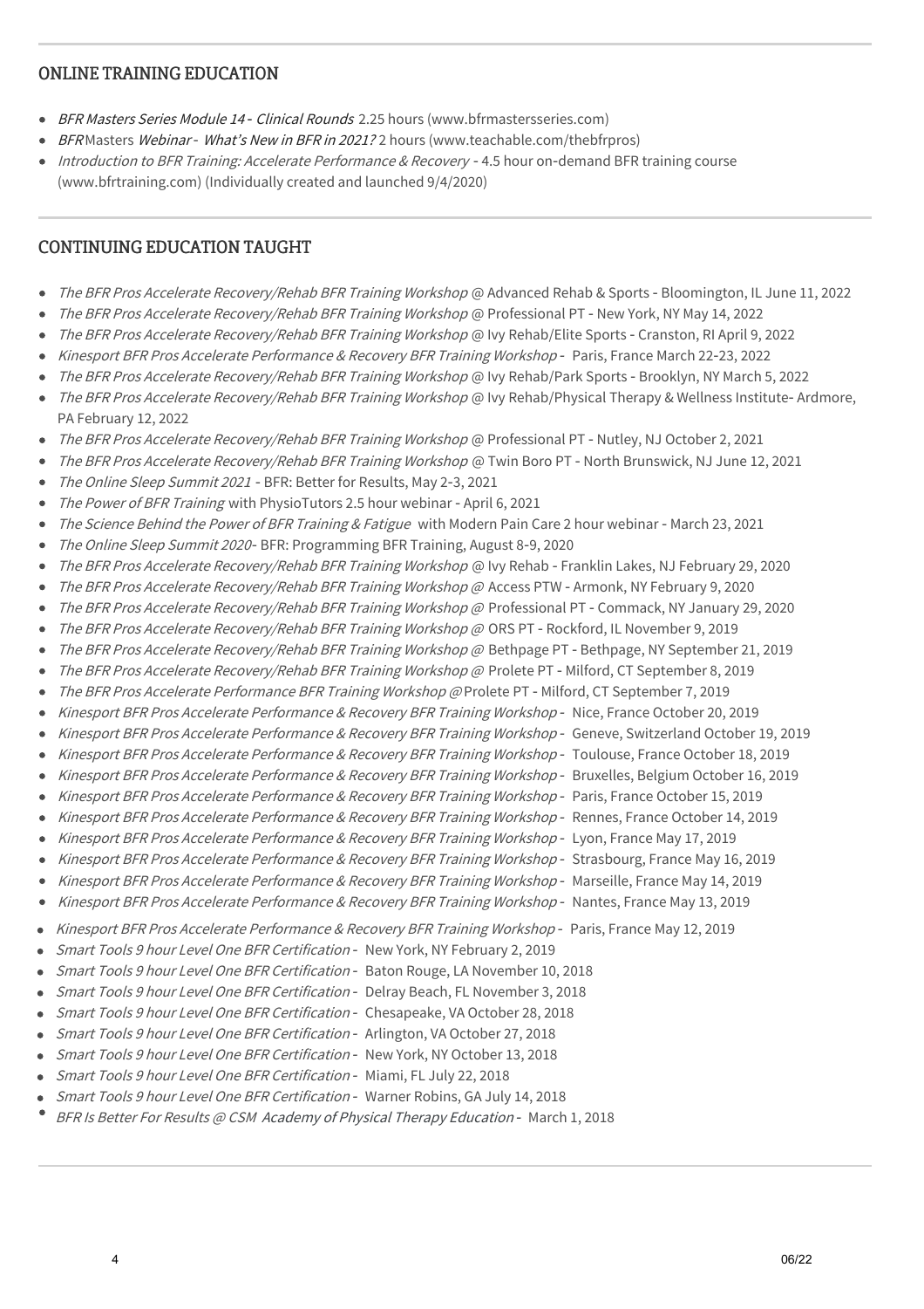## ONLINE TRAINING EDUCATION

- *BFR Masters Series Module 14 - Clinical Rounds* 2.25 hours (www.bfrmastersseries.com)
- *BFR* Masters *Webinar - What's New in BFR in 2021?* 2 hours (www.teachable.com/thebfrpros)
- *Introduction to BFR Training: Accelerate Performance & Recovery* - 4.5 hour on-demand BFR training course (www.bfrtraining.com) (Individually created and launched 9/4/2020)

## CONTINUING EDUCATION TAUGHT

- *The BFR Pros Accelerate Recovery/Rehab BFR Training Workshop* @ Advanced Rehab & Sports - Bloomington, IL June 11, 2022
- *The BFR Pros Accelerate Recovery/Rehab BFR Training Workshop* @ Professional PT - New York, NY May 14, 2022
- *The BFR Pros Accelerate Recovery/Rehab BFR Training Workshop* @ Ivy Rehab/Elite Sports - Cranston, RI April 9, 2022
- *Kinesport BFR Pros Accelerate Performance & Recovery BFR Training Workshop* - Paris, France March 22-23, 2022
- *The BFR Pros Accelerate Recovery/Rehab BFR Training Workshop* @ Ivy Rehab/Park Sports - Brooklyn, NY March 5, 2022
- *The BFR Pros Accelerate Recovery/Rehab BFR Training Workshop* @ Ivy Rehab/Physical Therapy & Wellness Institute- Ardmore, PA February 12, 2022
- *The BFR Pros Accelerate Recovery/Rehab BFR Training Workshop* @ Professional PT - Nutley, NJ October 2, 2021
- *The BFR Pros Accelerate Recovery/Rehab BFR Training Workshop* @ Twin Boro PT - North Brunswick, NJ June 12, 2021
- *The Online Sleep Summit 2021* - BFR: Better for Results, May 2-3, 2021
- *The Power of BFR Training* with PhysioTutors 2.5 hour webinar - April 6, 2021
- *The Science Behind the Power of BFR Training & Fatigue* with Modern Pain Care 2 hour webinar - March 23, 2021
- *The Online Sleep Summit 2020*- BFR: Programming BFR Training, August 8-9, 2020
- *The BFR Pros Accelerate Recovery/Rehab BFR Training Workshop* @ Ivy Rehab - Franklin Lakes, NJ February 29, 2020
- *The BFR Pros Accelerate Recovery/Rehab BFR Training Workshop* @ Access PTW - Armonk, NY February 9, 2020
- *The BFR Pros Accelerate Recovery/Rehab BFR Training Workshop @* Professional PT - Commack, NY January 29, 2020
- *The BFR Pros Accelerate Recovery/Rehab BFR Training Workshop @* ORS PT - Rockford, IL November 9, 2019
- *The BFR Pros Accelerate Recovery/Rehab BFR Training Workshop @* Bethpage PT - Bethpage, NY September 21, 2019
- *The BFR Pros Accelerate Recovery/Rehab BFR Training Workshop @* Prolete PT - Milford, CT September 8, 2019
- *The BFR Pros Accelerate Performance BFR Training Workshop @* Prolete PT - Milford, CT September 7, 2019
- *Kinesport BFR Pros Accelerate Performance & Recovery BFR Training Workshop* - Nice, France October 20, 2019
- *Kinesport BFR Pros Accelerate Performance & Recovery BFR Training Workshop* - Geneve, Switzerland October 19, 2019
- *Kinesport BFR Pros Accelerate Performance & Recovery BFR Training Workshop* - Toulouse, France October 18, 2019
- *Kinesport BFR Pros Accelerate Performance & Recovery BFR Training Workshop* - Bruxelles, Belgium October 16, 2019
- *Kinesport BFR Pros Accelerate Performance & Recovery BFR Training Workshop* - Paris, France October 15, 2019
- *Kinesport BFR Pros Accelerate Performance & Recovery BFR Training Workshop* - Rennes, France October 14, 2019
- *Kinesport BFR Pros Accelerate Performance & Recovery BFR Training Workshop* - Lyon, France May 17, 2019
- *Kinesport BFR Pros Accelerate Performance & Recovery BFR Training Workshop* - Strasbourg, France May 16, 2019
- *Kinesport BFR Pros Accelerate Performance & Recovery BFR Training Workshop* - Marseille, France May 14, 2019
- *Kinesport BFR Pros Accelerate Performance & Recovery BFR Training Workshop* - Nantes, France May 13, 2019
- *Kinesport BFR Pros Accelerate Performance & Recovery BFR Training Workshop* - Paris, France May 12, 2019
- *Smart Tools 9 hour Level One BFR Certification* - New York, NY February 2, 2019
- *Smart Tools 9 hour Level One BFR Certification* - Baton Rouge, LA November 10, 2018
- *Smart Tools 9 hour Level One BFR Certification* - Delray Beach, FL November 3, 2018
- *Smart Tools 9 hour Level One BFR Certification* - Chesapeake, VA October 28, 2018
- *Smart Tools 9 hour Level One BFR Certification* - Arlington, VA October 27, 2018
- *Smart Tools 9 hour Level One BFR Certification* - New York, NY October 13, 2018
- *Smart Tools 9 hour Level One BFR Certification* - Miami, FL July 22, 2018
- *Smart Tools 9 hour Level One BFR Certification* - Warner Robins, GA July 14, 2018
- *BFR Is Better For Results @ CSM Academy of Physical Therapy Education* - March 1, 2018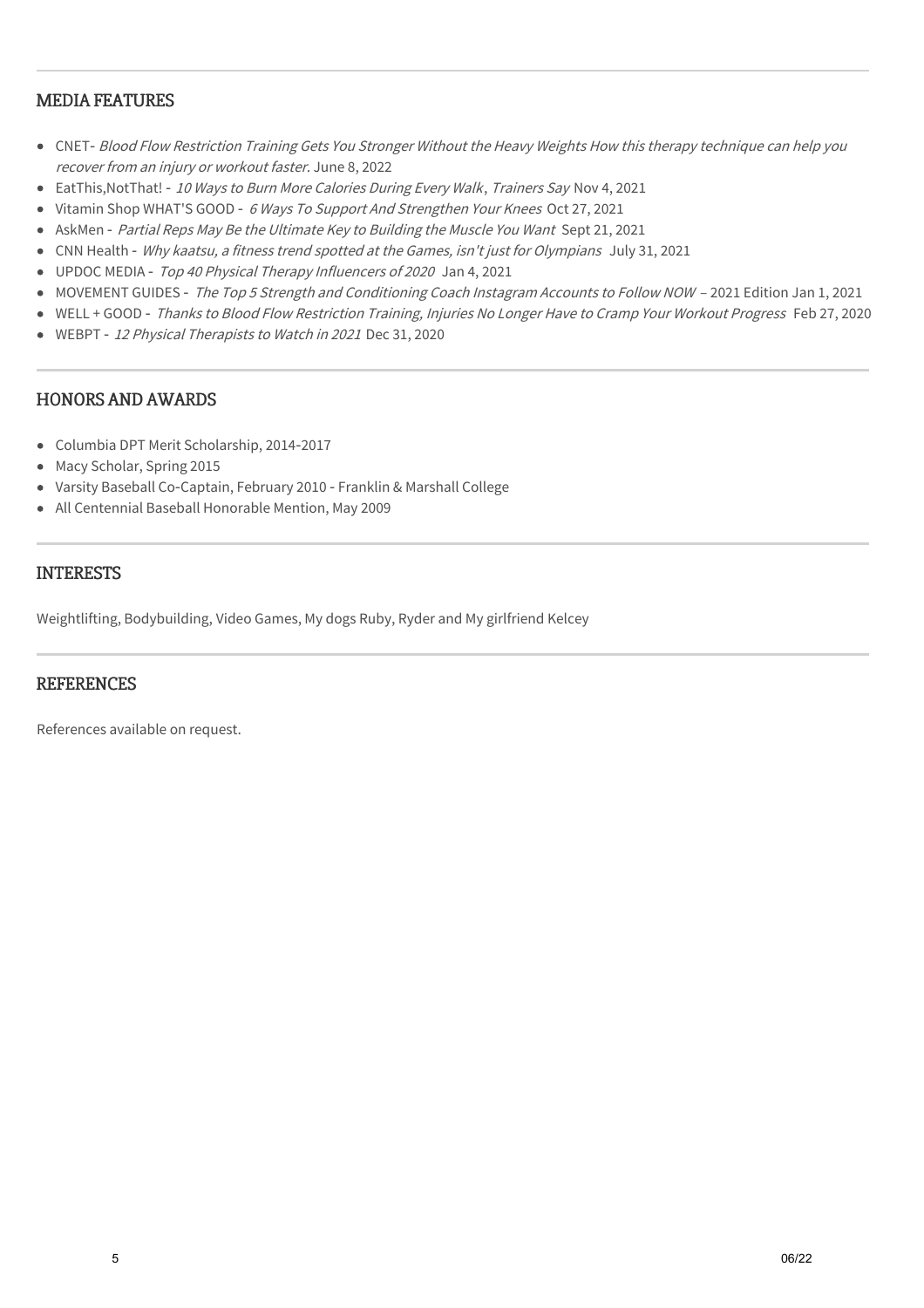## MEDIA FEATURES

- CNET- *Blood Flow Restriction Training Gets You Stronger Without the Heavy Weights How this therapy technique can help you recover from an injury or workout faster.* June 8, 2022
- EatThis,NotThat! - *10 Ways to Burn More Calories During Every Walk, Trainers Say* Nov 4, 2021
- Vitamin Shop WHAT'S GOOD - *6 Ways To Support And Strengthen Your Knees* Oct 27, 2021
- AskMen - *Partial Reps May Be the Ultimate Key to Building the Muscle You Want* Sept 21, 2021
- CNN Health - *Why kaatsu, a fitness trend spotted at the Games, isn't just for Olympians* July 31, 2021
- UPDOC MEDIA - *Top 40 Physical Therapy Influencers of 2020* Jan 4, 2021
- MOVEMENT GUIDES - *The Top 5 Strength and Conditioning Coach Instagram Accounts to Follow NOW* – 2021 Edition Jan 1, 2021
- WELL + GOOD - *Thanks to Blood Flow Restriction Training, Injuries No Longer Have to Cramp Your Workout Progress* Feb 27, 2020
- WEBPT - *12 Physical Therapists to Watch in 2021* Dec 31, 2020

## HONORS AND AWARDS

- Columbia DPT Merit Scholarship, 2014-2017
- Macy Scholar, Spring 2015
- Varsity Baseball Co-Captain, February 2010 - Franklin & Marshall College
- All Centennial Baseball Honorable Mention, May 2009

## INTERESTS

Weightlifting, Bodybuilding, Video Games, My dogs Ruby, Ryder and My girlfriend Kelcey

## REFERENCES

References available on request.